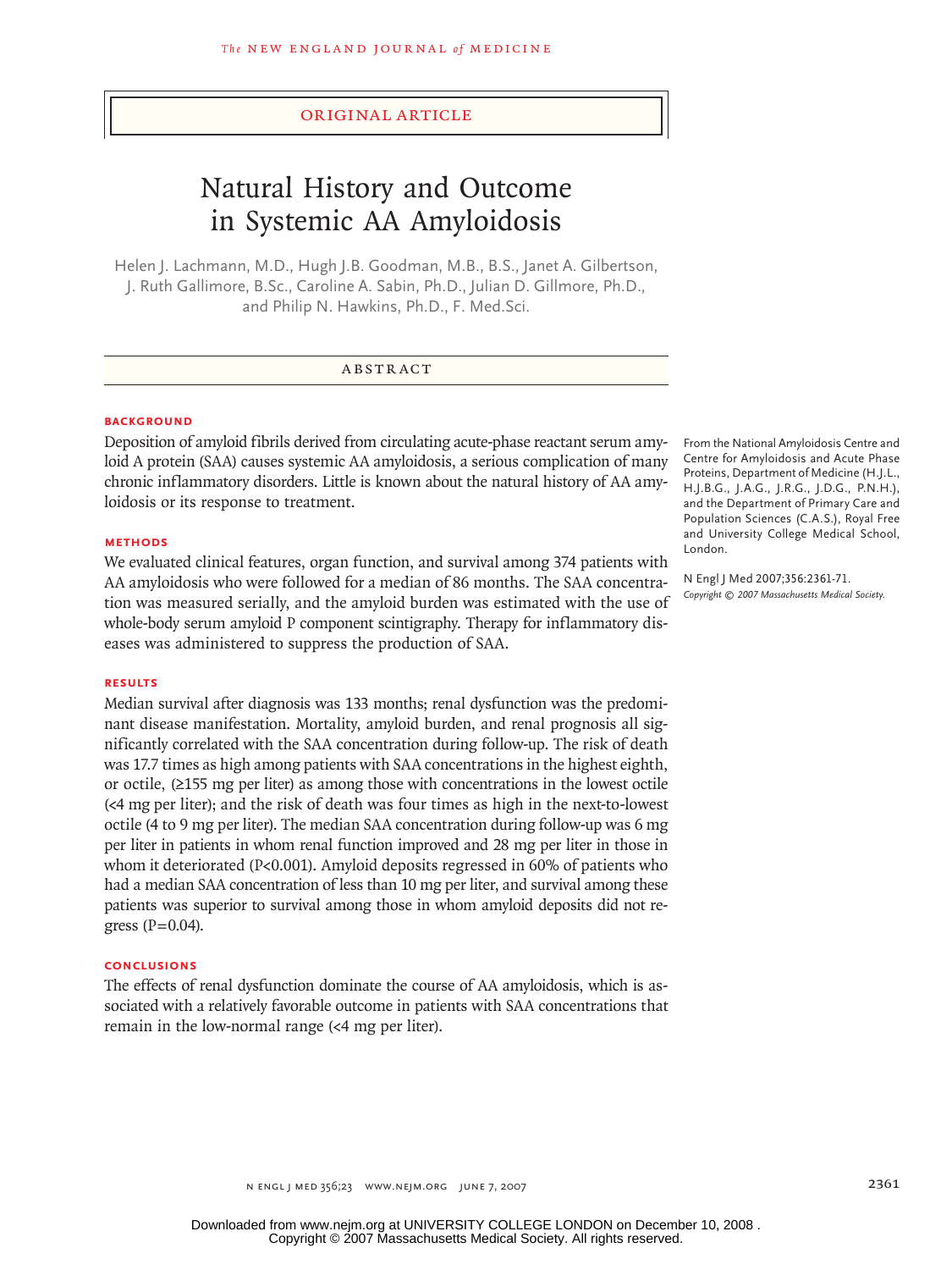ORIGINAL ARTICLE

# Natural History and Outcome in Systemic AA Amyloidosis

Helen J. Lachmann, M.D., Hugh J.B. Goodman, M.B., B.S., Janet A. Gilbertson, J. Ruth Gallimore, B.Sc., Caroline A. Sabin, Ph.D., Julian D. Gillmore, Ph.D., and Philip N. Hawkins, Ph.D., F. Med.Sci.

## ABSTRACT

### BACKGROUND

Deposition of amyloid fibrils derived from circulating acute-phase reactant serum amyloid A protein (SAA) causes systemic AA amyloidosis, a serious complication of many chronic inflammatory disorders. Little is known about the natural history of AA amyloidosis or its response to treatment.

### METHODS

We evaluated clinical features, organ function, and survival among 374 patients with AA amyloidosis who were followed for a median of 86 months. The SAA concentration was measured serially, and the amyloid burden was estimated with the use of whole-body serum amyloid P component scintigraphy. Therapy for inflammatory diseases was administered to suppress the production of SAA.

### RESULTS

Median survival after diagnosis was 133 months; renal dysfunction was the predominant disease manifestation. Mortality, amyloid burden, and renal prognosis all significantly correlated with the SAA concentration during follow-up. The risk of death was 17.7 times as high among patients with SAA concentrations in the highest eighth, or octile, (≥155 mg per liter) as among those with concentrations in the lowest octile (<4 mg per liter); and the risk of death was four times as high in the next-to-lowest octile (4 to 9 mg per liter). The median SAA concentration during follow-up was 6 mg per liter in patients in whom renal function improved and 28 mg per liter in those in whom it deteriorated (P<0.001). Amyloid deposits regressed in 60% of patients who had a median SAA concentration of less than 10 mg per liter, and survival among these patients was superior to survival among those in whom amyloid deposits did not regress (P=0.04).

### CONCLUSIONS

The effects of renal dysfunction dominate the course of AA amyloidosis, which is associated with a relatively favorable outcome in patients with SAA concentrations that remain in the low-normal range (<4 mg per liter).

From the National Amyloidosis Centre and Centre for Amyloidosis and Acute Phase Proteins, Department of Medicine (H.J.L., H.J.B.G., J.A.G., J.R.G., J.D.G., P.N.H.), and the Department of Primary Care and Population Sciences (C.A.S.), Royal Free and University College Medical School, London.

N Engl J Med 2007;356:2361-71.
*Copyright © 2007 Massachusetts Medical Society.*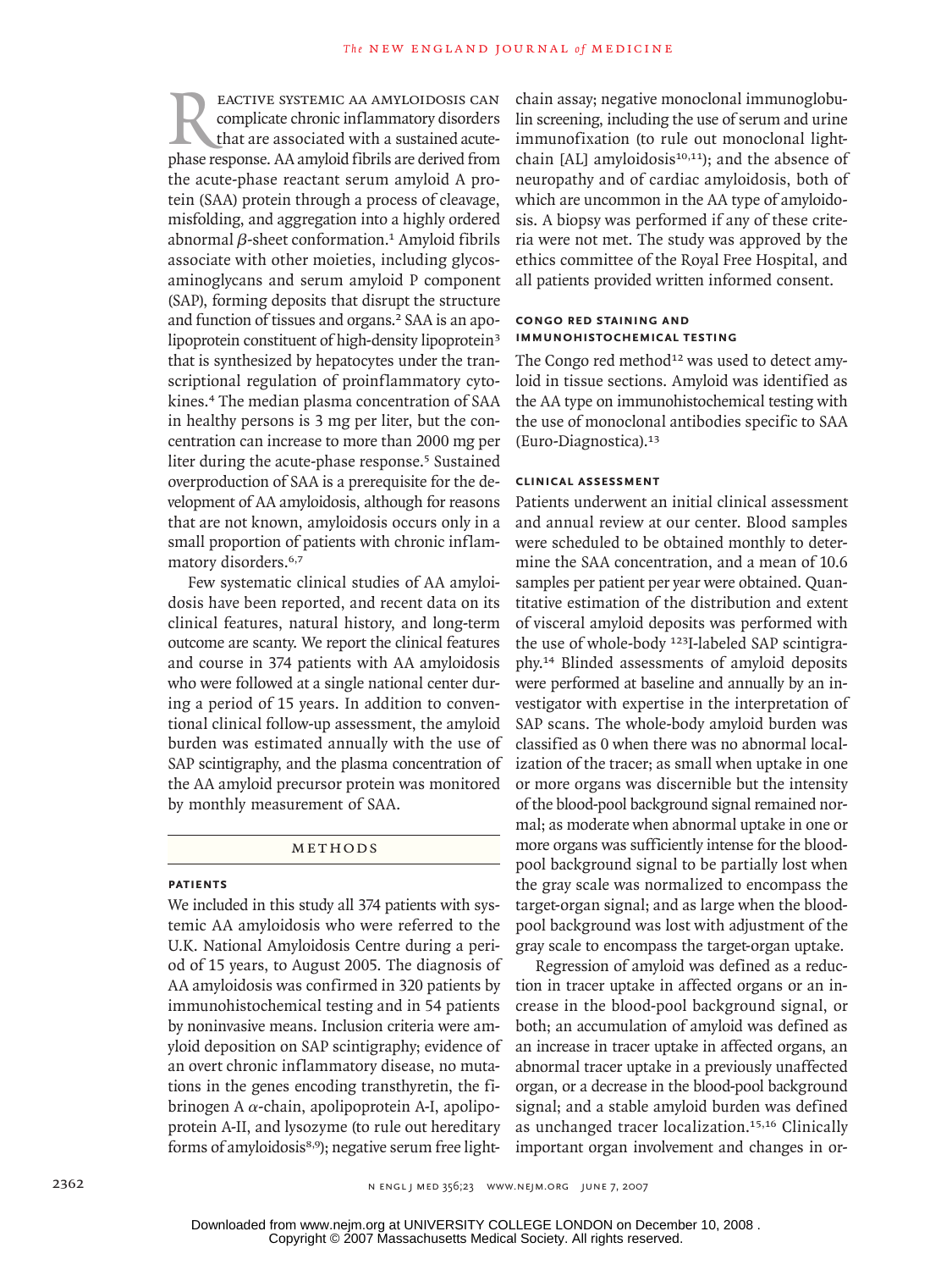Reactive systemic AA amyloidosis can complicate chronic inflammatory disorders that are associated with a sustained acute-phase response. AA amyloid fibrils are derived from the acute-phase reactant serum amyloid A protein (SAA) protein through a process of cleavage, misfolding, and aggregation into a highly ordered abnormal $\beta$-sheet conformation.[1] Amyloid fibrils associate with other moieties, including glycosaminoglycans and serum amyloid P component (SAP), forming deposits that disrupt the structure and function of tissues and organs.[2] SAA is an apolipoprotein constituent of high-density lipoprotein[3] that is synthesized by hepatocytes under the transcriptional regulation of proinflammatory cytokines.[4] The median plasma concentration of SAA in healthy persons is 3 mg per liter, but the concentration can increase to more than 2000 mg per liter during the acute-phase response.[5] Sustained overproduction of SAA is a prerequisite for the development of AA amyloidosis, although for reasons that are not known, amyloidosis occurs only in a small proportion of patients with chronic inflammatory disorders.[6,7]

Few systematic clinical studies of AA amyloidosis have been reported, and recent data on its clinical features, natural history, and long-term outcome are scanty. We report the clinical features and course in 374 patients with AA amyloidosis who were followed at a single national center during a period of 15 years. In addition to conventional clinical follow-up assessment, the amyloid burden was estimated annually with the use of SAP scintigraphy, and the plasma concentration of the AA amyloid precursor protein was monitored by monthly measurement of SAA.

## Methods

### Patients

We included in this study all 374 patients with systemic AA amyloidosis who were referred to the U.K. National Amyloidosis Centre during a period of 15 years, to August 2005. The diagnosis of AA amyloidosis was confirmed in 320 patients by immunohistochemical testing and in 54 patients by noninvasive means. Inclusion criteria were amyloid deposition on SAP scintigraphy; evidence of an overt chronic inflammatory disease, no mutations in the genes encoding transthyretin, the fibrinogen A $\alpha$-chain, apolipoprotein A-I, apolipoprotein A-II, and lysozyme (to rule out hereditary forms of amyloidosis[8,9]); negative serum free light-chain assay; negative monoclonal immunoglobulin screening, including the use of serum and urine immunofixation (to rule out monoclonal light-chain [AL] amyloidosis[10,11]); and the absence of neuropathy and of cardiac amyloidosis, both of which are uncommon in the AA type of amyloidosis. A biopsy was performed if any of these criteria were not met. The study was approved by the ethics committee of the Royal Free Hospital, and all patients provided written informed consent.

### Congo Red Staining and Immunohistochemical Testing

The Congo red method[12] was used to detect amyloid in tissue sections. Amyloid was identified as the AA type on immunohistochemical testing with the use of monoclonal antibodies specific to SAA (Euro-Diagnostica).[13]

### Clinical Assessment

Patients underwent an initial clinical assessment and annual review at our center. Blood samples were scheduled to be obtained monthly to determine the SAA concentration, and a mean of 10.6 samples per patient per year were obtained. Quantitative estimation of the distribution and extent of visceral amyloid deposits was performed with the use of whole-body $^{123}$I-labeled SAP scintigraphy.[14] Blinded assessments of amyloid deposits were performed at baseline and annually by an investigator with expertise in the interpretation of SAP scans. The whole-body amyloid burden was classified as 0 when there was no abnormal localization of the tracer; as small when uptake in one or more organs was discernible but the intensity of the blood-pool background signal remained normal; as moderate when abnormal uptake in one or more organs was sufficiently intense for the blood-pool background signal to be partially lost when the gray scale was normalized to encompass the target-organ signal; and as large when the blood-pool background was lost with adjustment of the gray scale to encompass the target-organ uptake.

Regression of amyloid was defined as a reduction in tracer uptake in affected organs or an increase in the blood-pool background signal, or both; an accumulation of amyloid was defined as an increase in tracer uptake in affected organs, an abnormal tracer uptake in a previously unaffected organ, or a decrease in the blood-pool background signal; and a stable amyloid burden was defined as unchanged tracer localization.[15,16] Clinically important organ involvement and changes in or-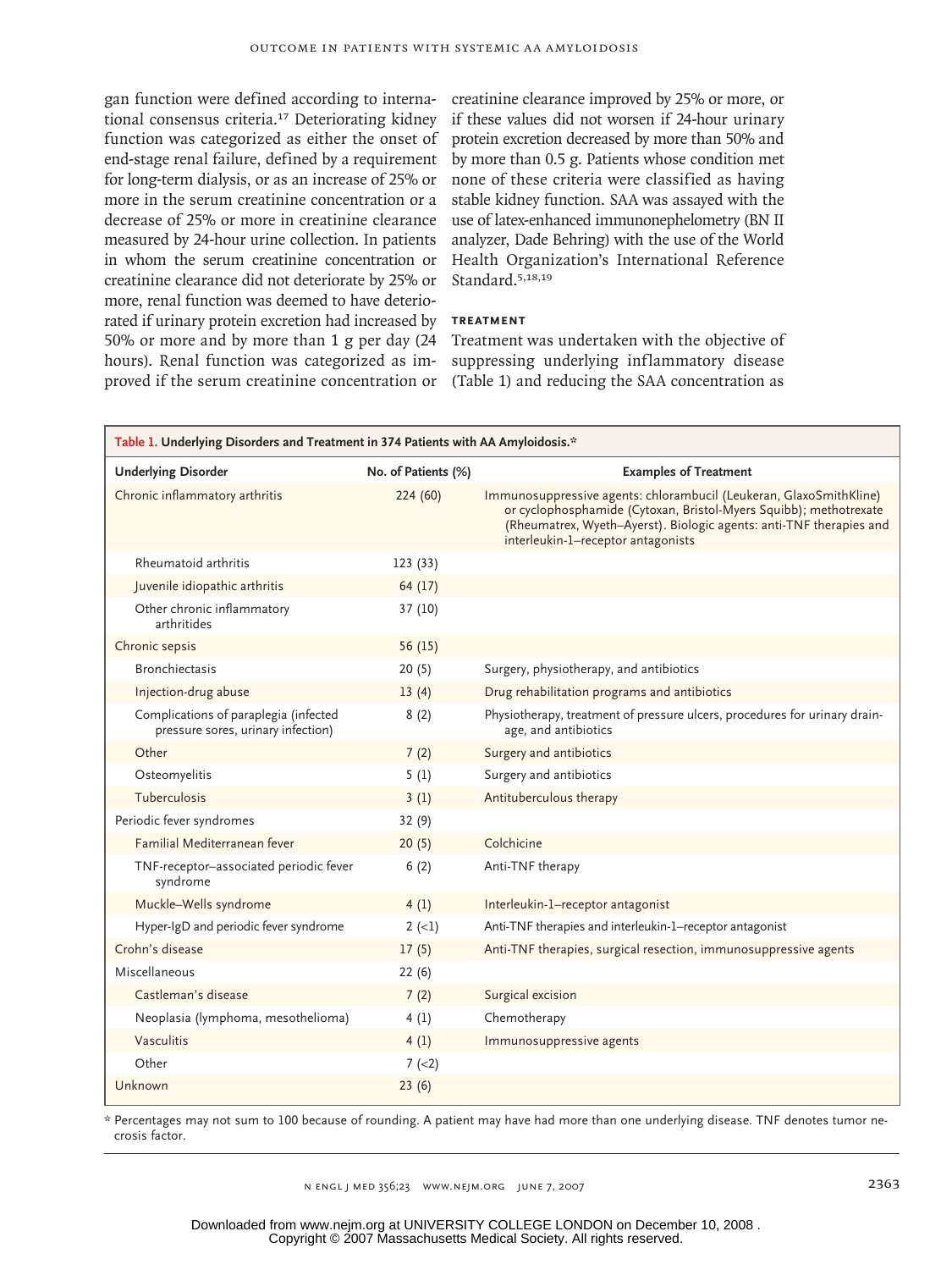gan function were defined according to international consensus criteria.[17] Deteriorating kidney function was categorized as either the onset of end-stage renal failure, defined by a requirement for long-term dialysis, or as an increase of 25% or more in the serum creatinine concentration or a decrease of 25% or more in creatinine clearance measured by 24-hour urine collection. In patients in whom the serum creatinine concentration or creatinine clearance did not deteriorate by 25% or more, renal function was deemed to have deteriorated if urinary protein excretion had increased by 50% or more and by more than 1 g per day (24 hours). Renal function was categorized as improved if the serum creatinine concentration or creatinine clearance improved by 25% or more, or if these values did not worsen if 24-hour urinary protein excretion decreased by more than 50% and by more than 0.5 g. Patients whose condition met none of these criteria were classified as having stable kidney function. SAA was assayed with the use of latex-enhanced immunonephelometry (BN II analyzer, Dade Behring) with the use of the World Health Organization's International Reference Standard.[5,18,19]

### TREATMENT

Treatment was undertaken with the objective of suppressing underlying inflammatory disease (Table 1) and reducing the SAA concentration as

**Table 1. Underlying Disorders and Treatment in 374 Patients with AA Amyloidosis.***

| Underlying Disorder | No. of Patients (%) | Examples of Treatment |
|---|---|---|
| Chronic inflammatory arthritis | 224 (60) | Immunosuppressive agents: chlorambucil (Leukeran, GlaxoSmithKline) or cyclophosphamide (Cytoxan, Bristol-Myers Squibb); methotrexate (Rheumatrex, Wyeth–Ayerst). Biologic agents: anti-TNF therapies and interleukin-1–receptor antagonists |
| Rheumatoid arthritis | 123 (33) | |
| Juvenile idiopathic arthritis | 64 (17) | |
| Other chronic inflammatory arthritides | 37 (10) | |
| Chronic sepsis | 56 (15) | |
| Bronchiectasis | 20 (5) | Surgery, physiotherapy, and antibiotics |
| Injection-drug abuse | 13 (4) | Drug rehabilitation programs and antibiotics |
| Complications of paraplegia (infected pressure sores, urinary infection) | 8 (2) | Physiotherapy, treatment of pressure ulcers, procedures for urinary drainage, and antibiotics |
| Other | 7 (2) | Surgery and antibiotics |
| Osteomyelitis | 5 (1) | Surgery and antibiotics |
| Tuberculosis | 3 (1) | Antituberculous therapy |
| Periodic fever syndromes | 32 (9) | |
| Familial Mediterranean fever | 20 (5) | Colchicine |
| TNF-receptor–associated periodic fever syndrome | 6 (2) | Anti-TNF therapy |
| Muckle–Wells syndrome | 4 (1) | Interleukin-1–receptor antagonist |
| Hyper-IgD and periodic fever syndrome | 2 (<1) | Anti-TNF therapies and interleukin-1–receptor antagonist |
| Crohn's disease | 17 (5) | Anti-TNF therapies, surgical resection, immunosuppressive agents |
| Miscellaneous | 22 (6) | |
| Castleman's disease | 7 (2) | Surgical excision |
| Neoplasia (lymphoma, mesothelioma) | 4 (1) | Chemotherapy |
| Vasculitis | 4 (1) | Immunosuppressive agents |
| Other | 7 (<2) | |
| Unknown | 23 (6) | |

\* Percentages may not sum to 100 because of rounding. A patient may have had more than one underlying disease. TNF denotes tumor necrosis factor.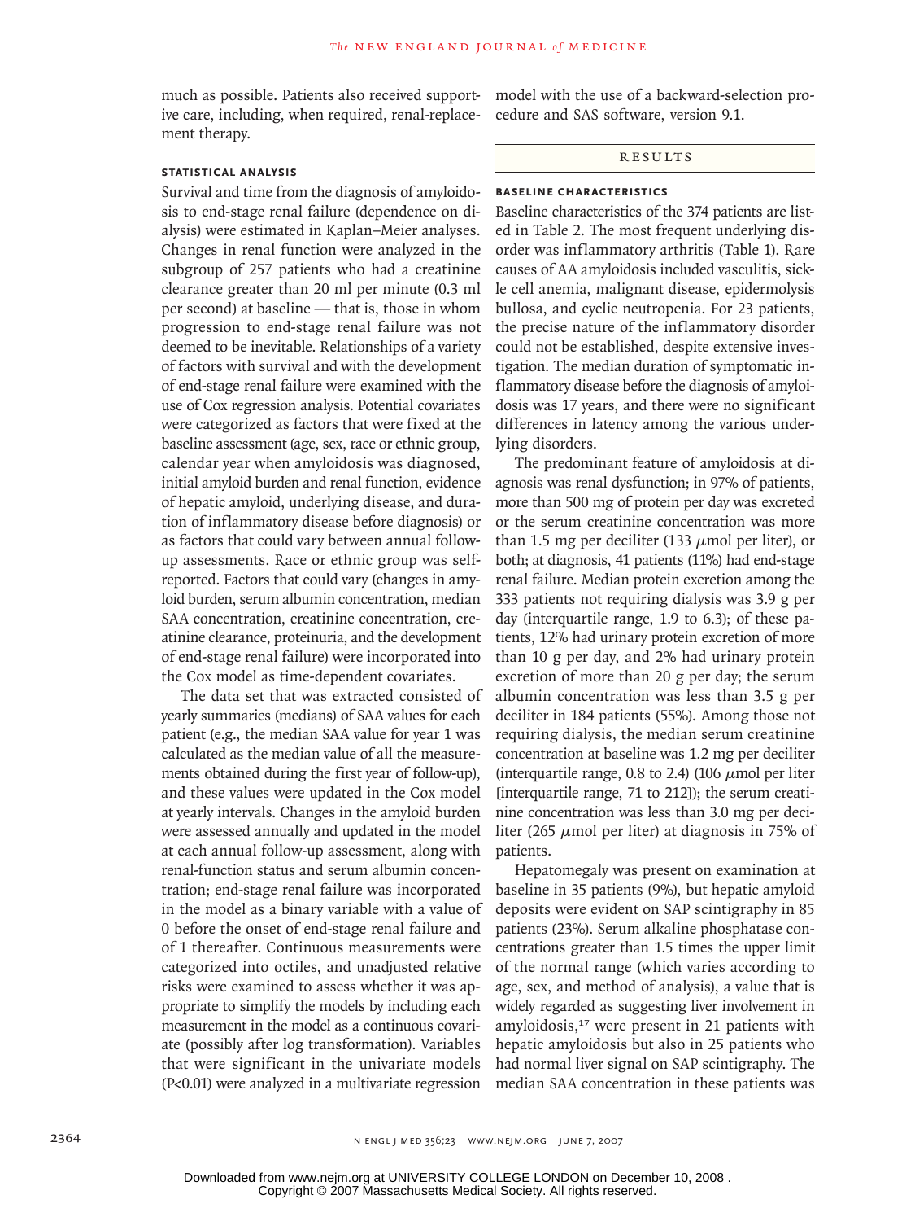much as possible. Patients also received supportive care, including, when required, renal-replacement therapy.

### STATISTICAL ANALYSIS

Survival and time from the diagnosis of amyloidosis to end-stage renal failure (dependence on dialysis) were estimated in Kaplan–Meier analyses. Changes in renal function were analyzed in the subgroup of 257 patients who had a creatinine clearance greater than 20 ml per minute (0.3 ml per second) at baseline — that is, those in whom progression to end-stage renal failure was not deemed to be inevitable. Relationships of a variety of factors with survival and with the development of end-stage renal failure were examined with the use of Cox regression analysis. Potential covariates were categorized as factors that were fixed at the baseline assessment (age, sex, race or ethnic group, calendar year when amyloidosis was diagnosed, initial amyloid burden and renal function, evidence of hepatic amyloid, underlying disease, and duration of inflammatory disease before diagnosis) or as factors that could vary between annual follow-up assessments. Race or ethnic group was self-reported. Factors that could vary (changes in amyloid burden, serum albumin concentration, median SAA concentration, creatinine concentration, creatinine clearance, proteinuria, and the development of end-stage renal failure) were incorporated into the Cox model as time-dependent covariates.

The data set that was extracted consisted of yearly summaries (medians) of SAA values for each patient (e.g., the median SAA value for year 1 was calculated as the median value of all the measurements obtained during the first year of follow-up), and these values were updated in the Cox model at yearly intervals. Changes in the amyloid burden were assessed annually and updated in the model at each annual follow-up assessment, along with renal-function status and serum albumin concentration; end-stage renal failure was incorporated in the model as a binary variable with a value of 0 before the onset of end-stage renal failure and of 1 thereafter. Continuous measurements were categorized into octiles, and unadjusted relative risks were examined to assess whether it was appropriate to simplify the models by including each measurement in the model as a continuous covariate (possibly after log transformation). Variables that were significant in the univariate models ($P<0.01$) were analyzed in a multivariate regression model with the use of a backward-selection procedure and SAS software, version 9.1.

## RESULTS

### BASELINE CHARACTERISTICS

Baseline characteristics of the 374 patients are listed in Table 2. The most frequent underlying disorder was inflammatory arthritis (Table 1). Rare causes of AA amyloidosis included vasculitis, sickle cell anemia, malignant disease, epidermolysis bullosa, and cyclic neutropenia. For 23 patients, the precise nature of the inflammatory disorder could not be established, despite extensive investigation. The median duration of symptomatic inflammatory disease before the diagnosis of amyloidosis was 17 years, and there were no significant differences in latency among the various underlying disorders.

The predominant feature of amyloidosis at diagnosis was renal dysfunction; in 97% of patients, more than 500 mg of protein per day was excreted or the serum creatinine concentration was more than 1.5 mg per deciliter (133 μmol per liter), or both; at diagnosis, 41 patients (11%) had end-stage renal failure. Median protein excretion among the 333 patients not requiring dialysis was 3.9 g per day (interquartile range, 1.9 to 6.3); of these patients, 12% had urinary protein excretion of more than 10 g per day, and 2% had urinary protein excretion of more than 20 g per day; the serum albumin concentration was less than 3.5 g per deciliter in 184 patients (55%). Among those not requiring dialysis, the median serum creatinine concentration at baseline was 1.2 mg per deciliter (interquartile range, 0.8 to 2.4) (106 μmol per liter [interquartile range, 71 to 212]); the serum creatinine concentration was less than 3.0 mg per deciliter (265 μmol per liter) at diagnosis in 75% of patients.

Hepatomegaly was present on examination at baseline in 35 patients (9%), but hepatic amyloid deposits were evident on SAP scintigraphy in 85 patients (23%). Serum alkaline phosphatase concentrations greater than 1.5 times the upper limit of the normal range (which varies according to age, sex, and method of analysis), a value that is widely regarded as suggesting liver involvement in amyloidosis,[17] were present in 21 patients with hepatic amyloidosis but also in 25 patients who had normal liver signal on SAP scintigraphy. The median SAA concentration in these patients was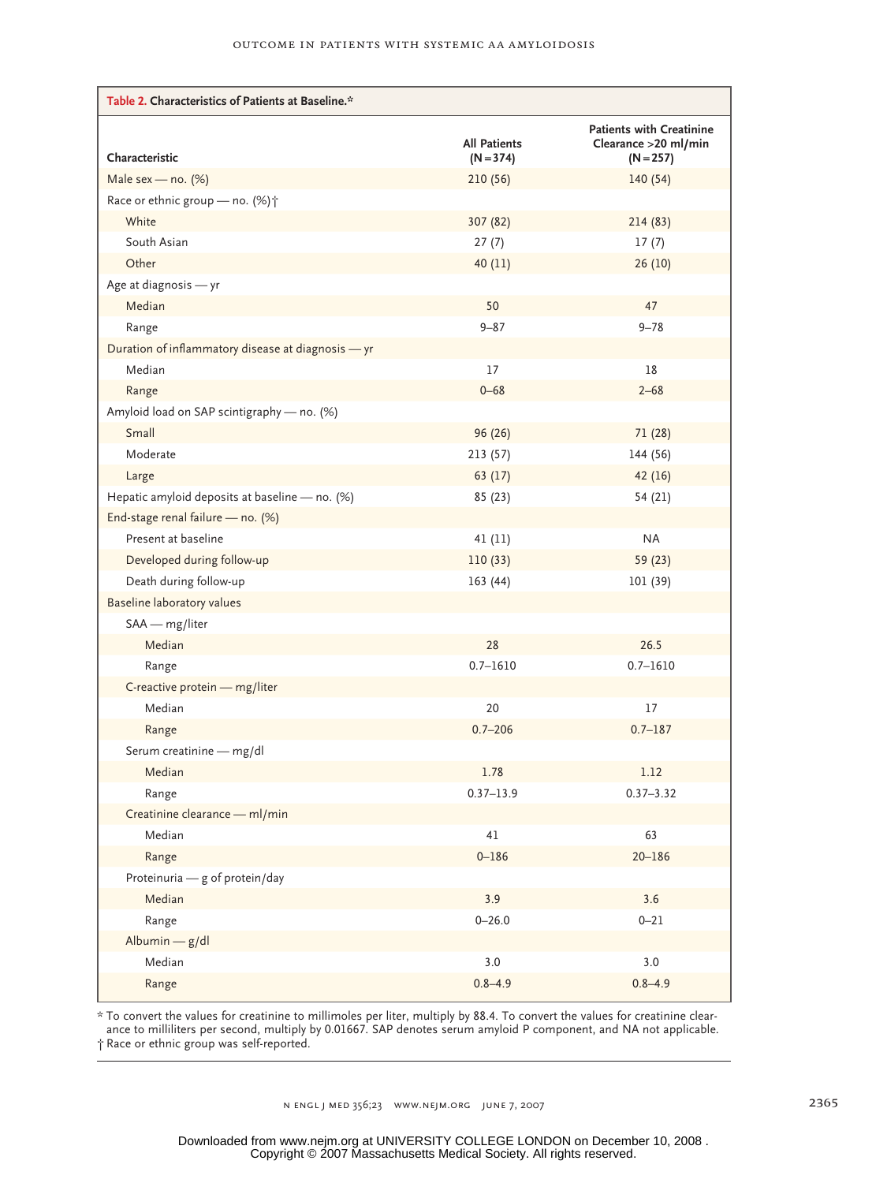**Table 2. Characteristics of Patients at Baseline.***

| Characteristic | All Patients (N=374) | Patients with Creatinine Clearance >20 ml/min (N=257) |
|---|---|---|
| Male sex — no. (%) | 210 (56) | 140 (54) |
| Race or ethnic group — no. (%)† | | |
| White | 307 (82) | 214 (83) |
| South Asian | 27 (7) | 17 (7) |
| Other | 40 (11) | 26 (10) |
| Age at diagnosis — yr | | |
| Median | 50 | 47 |
| Range | 9–87 | 9–78 |
| Duration of inflammatory disease at diagnosis — yr | | |
| Median | 17 | 18 |
| Range | 0–68 | 2–68 |
| Amyloid load on SAP scintigraphy — no. (%) | | |
| Small | 96 (26) | 71 (28) |
| Moderate | 213 (57) | 144 (56) |
| Large | 63 (17) | 42 (16) |
| Hepatic amyloid deposits at baseline — no. (%) | 85 (23) | 54 (21) |
| End-stage renal failure — no. (%) | | |
| Present at baseline | 41 (11) | NA |
| Developed during follow-up | 110 (33) | 59 (23) |
| Death during follow-up | 163 (44) | 101 (39) |
| Baseline laboratory values | | |
| SAA — mg/liter | | |
| Median | 28 | 26.5 |
| Range | 0.7–1610 | 0.7–1610 |
| C-reactive protein — mg/liter | | |
| Median | 20 | 17 |
| Range | 0.7–206 | 0.7–187 |
| Serum creatinine — mg/dl | | |
| Median | 1.78 | 1.12 |
| Range | 0.37–13.9 | 0.37–3.32 |
| Creatinine clearance — ml/min | | |
| Median | 41 | 63 |
| Range | 0–186 | 20–186 |
| Proteinuria — g of protein/day | | |
| Median | 3.9 | 3.6 |
| Range | 0–26.0 | 0–21 |
| Albumin — g/dl | | |
| Median | 3.0 | 3.0 |
| Range | 0.8–4.9 | 0.8–4.9 |

\* To convert the values for creatinine to millimoles per liter, multiply by 88.4. To convert the values for creatinine clearance to milliliters per second, multiply by 0.01667. SAP denotes serum amyloid P component, and NA not applicable.

† Race or ethnic group was self-reported.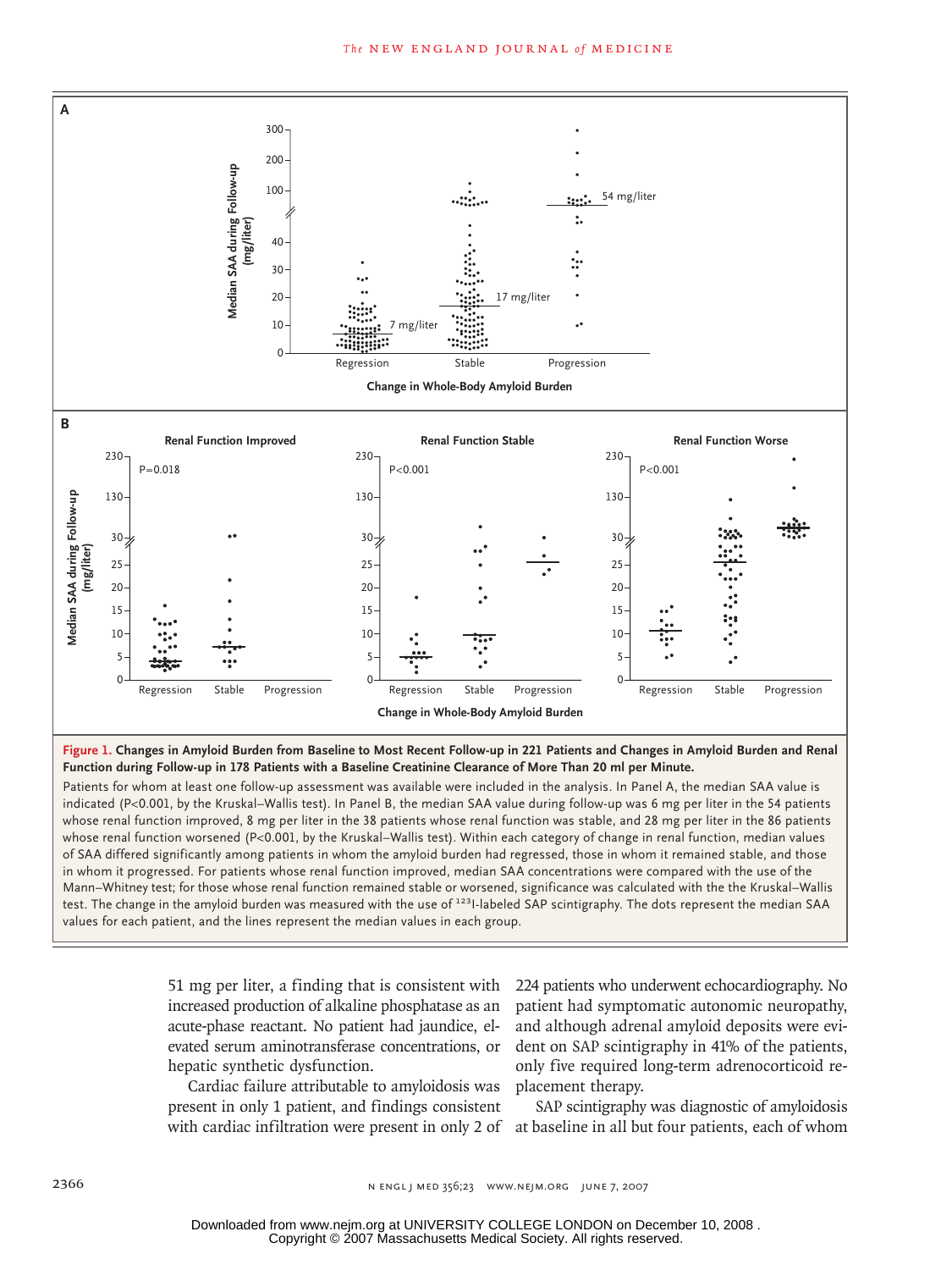**Figure 1. Changes in Amyloid Burden from Baseline to Most Recent Follow-up in 221 Patients and Changes in Amyloid Burden and Renal Function during Follow-up in 178 Patients with a Baseline Creatinine Clearance of More Than 20 ml per Minute.**

Patients for whom at least one follow-up assessment was available were included in the analysis. In Panel A, the median SAA value is indicated (P<0.001, by the Kruskal–Wallis test). In Panel B, the median SAA value during follow-up was 6 mg per liter in the 54 patients whose renal function improved, 8 mg per liter in the 38 patients whose renal function was stable, and 28 mg per liter in the 86 patients whose renal function worsened (P<0.001, by the Kruskal–Wallis test). Within each category of change in renal function, median values of SAA differed significantly among patients in whom the amyloid burden had regressed, those in whom it remained stable, and those in whom it progressed. For patients whose renal function improved, median SAA concentrations were compared with the use of the Mann–Whitney test; for those whose renal function remained stable or worsened, significance was calculated with the the Kruskal–Wallis test. The change in the amyloid burden was measured with the use of $^{123}$I-labeled SAP scintigraphy. The dots represent the median SAA values for each patient, and the lines represent the median values in each group.

51 mg per liter, a finding that is consistent with increased production of alkaline phosphatase as an acute-phase reactant. No patient had jaundice, elevated serum aminotransferase concentrations, or hepatic synthetic dysfunction.

Cardiac failure attributable to amyloidosis was present in only 1 patient, and findings consistent with cardiac infiltration were present in only 2 of 224 patients who underwent echocardiography. No patient had symptomatic autonomic neuropathy, and although adrenal amyloid deposits were evident on SAP scintigraphy in 41% of the patients, only five required long-term adrenocorticoid replacement therapy.

SAP scintigraphy was diagnostic of amyloidosis at baseline in all but four patients, each of whom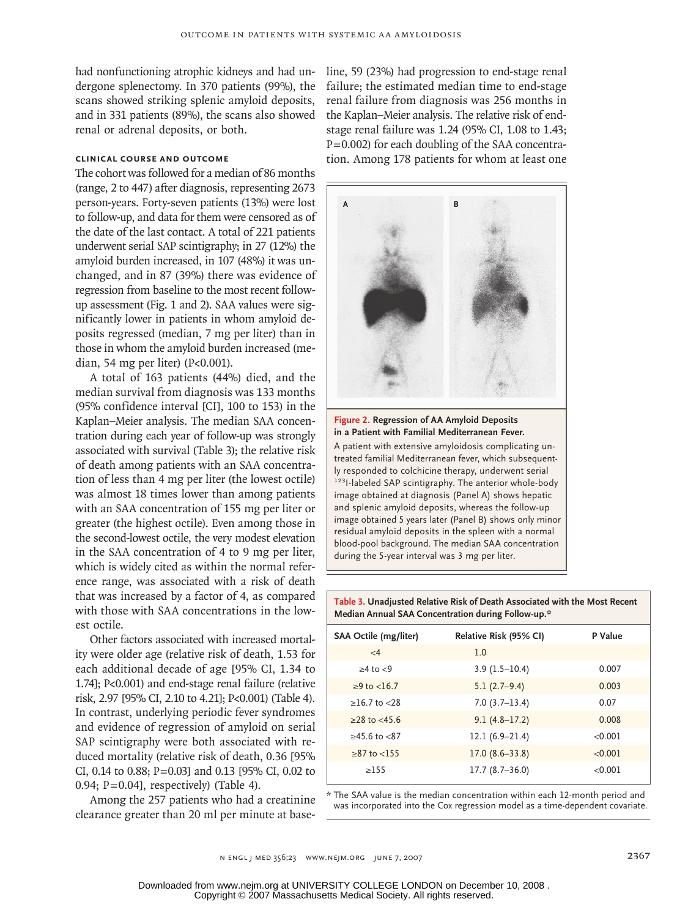had nonfunctioning atrophic kidneys and had undergone splenectomy. In 370 patients (99%), the scans showed striking splenic amyloid deposits, and in 331 patients (89%), the scans also showed renal or adrenal deposits, or both.

### CLINICAL COURSE AND OUTCOME

The cohort was followed for a median of 86 months (range, 2 to 447) after diagnosis, representing 2673 person-years. Forty-seven patients (13%) were lost to follow-up, and data for them were censored as of the date of the last contact. A total of 221 patients underwent serial SAP scintigraphy; in 27 (12%) the amyloid burden increased, in 107 (48%) it was unchanged, and in 87 (39%) there was evidence of regression from baseline to the most recent follow-up assessment (Fig. 1 and 2). SAA values were significantly lower in patients in whom amyloid deposits regressed (median, 7 mg per liter) than in those in whom the amyloid burden increased (median, 54 mg per liter) (P<0.001).

A total of 163 patients (44%) died, and the median survival from diagnosis was 133 months (95% confidence interval [CI], 100 to 153) in the Kaplan–Meier analysis. The median SAA concentration during each year of follow-up was strongly associated with survival (Table 3); the relative risk of death among patients with an SAA concentration of less than 4 mg per liter (the lowest octile) was almost 18 times lower than among patients with an SAA concentration of 155 mg per liter or greater (the highest octile). Even among those in the second-lowest octile, the very modest elevation in the SAA concentration of 4 to 9 mg per liter, which is widely cited as within the normal reference range, was associated with a risk of death that was increased by a factor of 4, as compared with those with SAA concentrations in the lowest octile.

Other factors associated with increased mortality were older age (relative risk of death, 1.53 for each additional decade of age [95% CI, 1.34 to 1.74]; P<0.001) and end-stage renal failure (relative risk, 2.97 [95% CI, 2.10 to 4.21]; P<0.001) (Table 4). In contrast, underlying periodic fever syndromes and evidence of regression of amyloid on serial SAP scintigraphy were both associated with reduced mortality (relative risk of death, 0.36 [95% CI, 0.14 to 0.88; P=0.03] and 0.13 [95% CI, 0.02 to 0.94; P=0.04], respectively) (Table 4).

Among the 257 patients who had a creatinine clearance greater than 20 ml per minute at baseline, 59 (23%) had progression to end-stage renal failure; the estimated median time to end-stage renal failure from diagnosis was 256 months in the Kaplan–Meier analysis. The relative risk of end-stage renal failure was 1.24 (95% CI, 1.08 to 1.43; P=0.002) for each doubling of the SAA concentration. Among 178 patients for whom at least one

**Figure 2. Regression of AA Amyloid Deposits in a Patient with Familial Mediterranean Fever.**

A patient with extensive amyloidosis complicating untreated familial Mediterranean fever, which subsequently responded to colchicine therapy, underwent serial $^{123}$I-labeled SAP scintigraphy. The anterior whole-body image obtained at diagnosis (Panel A) shows hepatic and splenic amyloid deposits, whereas the follow-up image obtained 5 years later (Panel B) shows only minor residual amyloid deposits in the spleen with a normal blood-pool background. The median SAA concentration during the 5-year interval was 3 mg per liter.

**Table 3. Unadjusted Relative Risk of Death Associated with the Most Recent Median Annual SAA Concentration during Follow-up.***

| SAA Octile (mg/liter) | Relative Risk (95% CI) | P Value |
|---|---|---|
| <4 | 1.0 | |
| ≥4 to <9 | 3.9 (1.5–10.4) | 0.007 |
| ≥9 to <16.7 | 5.1 (2.7–9.4) | 0.003 |
| ≥16.7 to <28 | 7.0 (3.7–13.4) | 0.07 |
| ≥28 to <45.6 | 9.1 (4.8–17.2) | 0.008 |
| ≥45.6 to <87 | 12.1 (6.9–21.4) | <0.001 |
| ≥87 to <155 | 17.0 (8.6–33.8) | <0.001 |
| ≥155 | 17.7 (8.7–36.0) | <0.001 |

\* The SAA value is the median concentration within each 12-month period and was incorporated into the Cox regression model as a time-dependent covariate.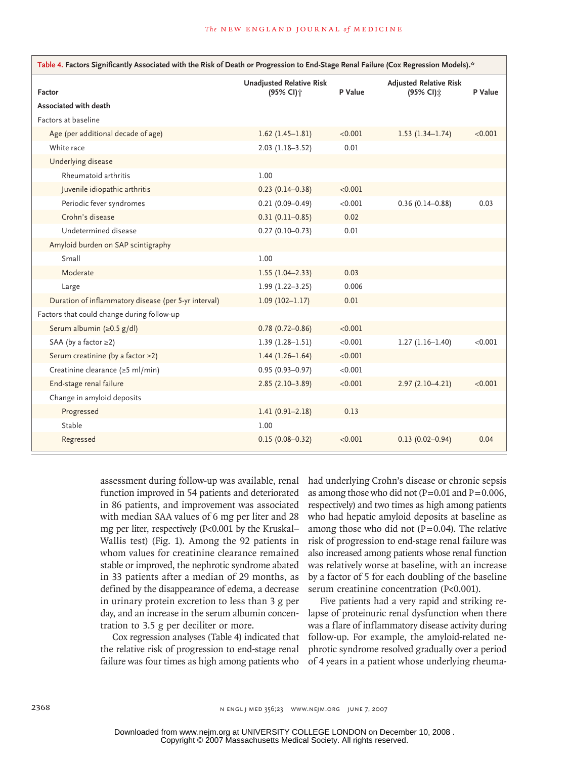**Table 4. Factors Significantly Associated with the Risk of Death or Progression to End-Stage Renal Failure (Cox Regression Models).***

| Factor | Unadjusted Relative Risk (95% CI)† | P Value | Adjusted Relative Risk (95% CI)‡ | P Value |
|---|---|---|---|---|
| **Associated with death** | | | | |
| Factors at baseline | | | | |
| Age (per additional decade of age) | 1.62 (1.45–1.81) | <0.001 | 1.53 (1.34–1.74) | <0.001 |
| White race | 2.03 (1.18–3.52) | 0.01 | | |
| Underlying disease | | | | |
| Rheumatoid arthritis | 1.00 | | | |
| Juvenile idiopathic arthritis | 0.23 (0.14–0.38) | <0.001 | | |
| Periodic fever syndromes | 0.21 (0.09–0.49) | <0.001 | 0.36 (0.14–0.88) | 0.03 |
| Crohn's disease | 0.31 (0.11–0.85) | 0.02 | | |
| Undetermined disease | 0.27 (0.10–0.73) | 0.01 | | |
| Amyloid burden on SAP scintigraphy | | | | |
| Small | 1.00 | | | |
| Moderate | 1.55 (1.04–2.33) | 0.03 | | |
| Large | 1.99 (1.22–3.25) | 0.006 | | |
| Duration of inflammatory disease (per 5-yr interval) | 1.09 (102–1.17) | 0.01 | | |
| Factors that could change during follow-up | | | | |
| Serum albumin (≥0.5 g/dl) | 0.78 (0.72–0.86) | <0.001 | | |
| SAA (by a factor ≥2) | 1.39 (1.28–1.51) | <0.001 | 1.27 (1.16–1.40) | <0.001 |
| Serum creatinine (by a factor ≥2) | 1.44 (1.26–1.64) | <0.001 | | |
| Creatinine clearance (≥5 ml/min) | 0.95 (0.93–0.97) | <0.001 | | |
| End-stage renal failure | 2.85 (2.10–3.89) | <0.001 | 2.97 (2.10–4.21) | <0.001 |
| Change in amyloid deposits | | | | |
| Progressed | 1.41 (0.91–2.18) | 0.13 | | |
| Stable | 1.00 | | | |
| Regressed | 0.15 (0.08–0.32) | <0.001 | 0.13 (0.02–0.94) | 0.04 |

assessment during follow-up was available, renal function improved in 54 patients and deteriorated in 86 patients, and improvement was associated with median SAA values of 6 mg per liter and 28 mg per liter, respectively (P<0.001 by the Kruskal–Wallis test) (Fig. 1). Among the 92 patients in whom values for creatinine clearance remained stable or improved, the nephrotic syndrome abated in 33 patients after a median of 29 months, as defined by the disappearance of edema, a decrease in urinary protein excretion to less than 3 g per day, and an increase in the serum albumin concentration to 3.5 g per deciliter or more.

Cox regression analyses (Table 4) indicated that the relative risk of progression to end-stage renal failure was four times as high among patients who had underlying Crohn's disease or chronic sepsis as among those who did not (P=0.01 and P=0.006, respectively) and two times as high among patients who had hepatic amyloid deposits at baseline as among those who did not (P=0.04). The relative risk of progression to end-stage renal failure was also increased among patients whose renal function was relatively worse at baseline, with an increase by a factor of 5 for each doubling of the baseline serum creatinine concentration (P<0.001).

Five patients had a very rapid and striking relapse of proteinuric renal dysfunction when there was a flare of inflammatory disease activity during follow-up. For example, the amyloid-related nephrotic syndrome resolved gradually over a period of 4 years in a patient whose underlying rheuma-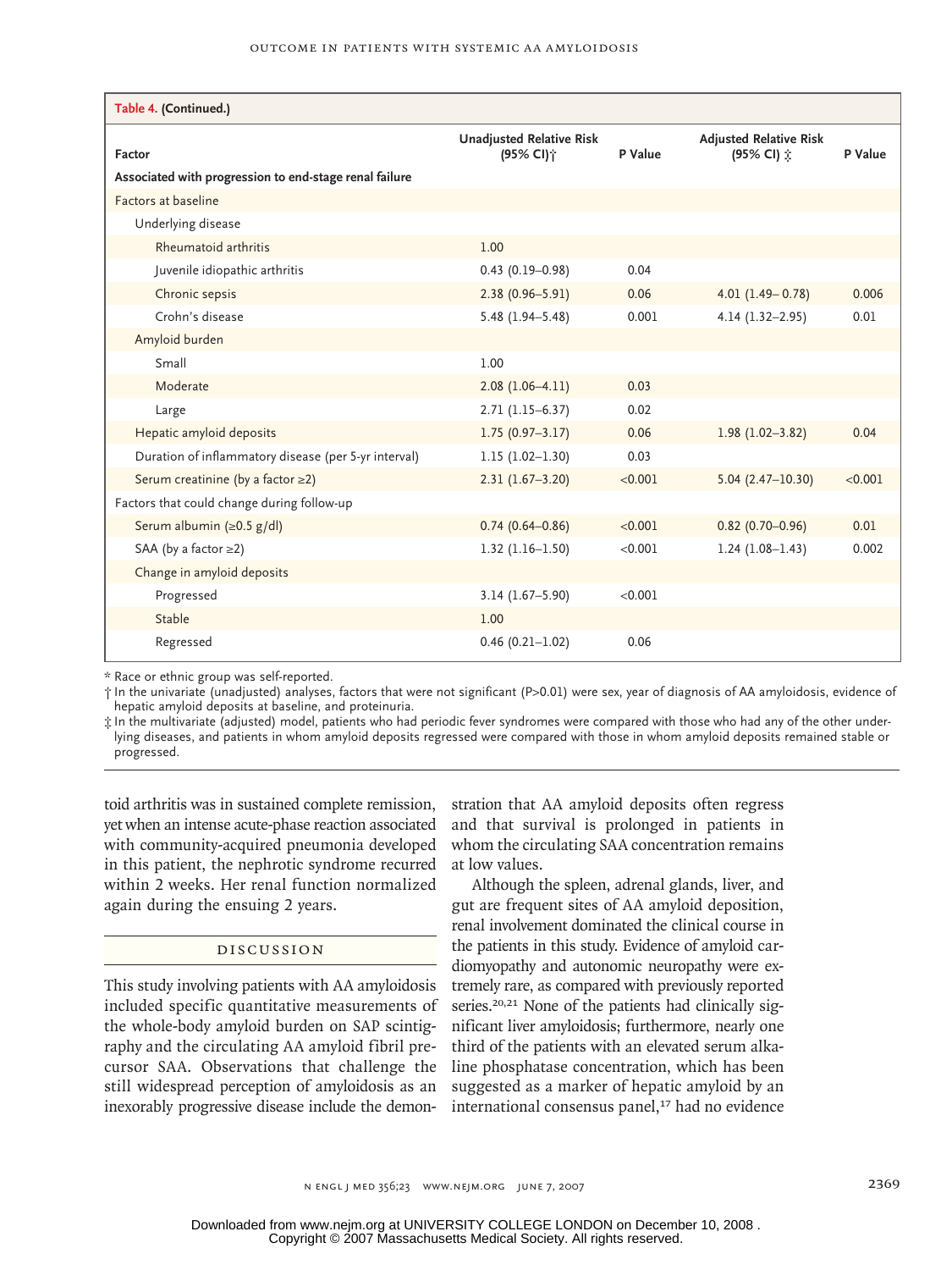**Table 4. (Continued.)**

| Factor | Unadjusted Relative Risk (95% CI)† | P Value | Adjusted Relative Risk (95% CI) ‡ | P Value |
|---|---|---|---|---|
| **Associated with progression to end-stage renal failure** | | | | |
| Factors at baseline | | | | |
| Underlying disease | | | | |
| Rheumatoid arthritis | 1.00 | | | |
| Juvenile idiopathic arthritis | 0.43 (0.19–0.98) | 0.04 | | |
| Chronic sepsis | 2.38 (0.96–5.91) | 0.06 | 4.01 (1.49– 0.78) | 0.006 |
| Crohn's disease | 5.48 (1.94–5.48) | 0.001 | 4.14 (1.32–2.95) | 0.01 |
| Amyloid burden | | | | |
| Small | 1.00 | | | |
| Moderate | 2.08 (1.06–4.11) | 0.03 | | |
| Large | 2.71 (1.15–6.37) | 0.02 | | |
| Hepatic amyloid deposits | 1.75 (0.97–3.17) | 0.06 | 1.98 (1.02–3.82) | 0.04 |
| Duration of inflammatory disease (per 5-yr interval) | 1.15 (1.02–1.30) | 0.03 | | |
| Serum creatinine (by a factor ≥2) | 2.31 (1.67–3.20) | <0.001 | 5.04 (2.47–10.30) | <0.001 |
| Factors that could change during follow-up | | | | |
| Serum albumin (≥0.5 g/dl) | 0.74 (0.64–0.86) | <0.001 | 0.82 (0.70–0.96) | 0.01 |
| SAA (by a factor ≥2) | 1.32 (1.16–1.50) | <0.001 | 1.24 (1.08–1.43) | 0.002 |
| Change in amyloid deposits | | | | |
| Progressed | 3.14 (1.67–5.90) | <0.001 | | |
| Stable | 1.00 | | | |
| Regressed | 0.46 (0.21–1.02) | 0.06 | | |

* Race or ethnic group was self-reported.

† In the univariate (unadjusted) analyses, factors that were not significant (P>0.01) were sex, year of diagnosis of AA amyloidosis, evidence of hepatic amyloid deposits at baseline, and proteinuria.

‡ In the multivariate (adjusted) model, patients who had periodic fever syndromes were compared with those who had any of the other underlying diseases, and patients in whom amyloid deposits regressed were compared with those in whom amyloid deposits remained stable or progressed.

toid arthritis was in sustained complete remission, yet when an intense acute-phase reaction associated with community-acquired pneumonia developed in this patient, the nephrotic syndrome recurred within 2 weeks. Her renal function normalized again during the ensuing 2 years.

## DISCUSSION

This study involving patients with AA amyloidosis included specific quantitative measurements of the whole-body amyloid burden on SAP scintigraphy and the circulating AA amyloid fibril precursor SAA. Observations that challenge the still widespread perception of amyloidosis as an inexorably progressive disease include the demonstration that AA amyloid deposits often regress and that survival is prolonged in patients in whom the circulating SAA concentration remains at low values.

Although the spleen, adrenal glands, liver, and gut are frequent sites of AA amyloid deposition, renal involvement dominated the clinical course in the patients in this study. Evidence of amyloid cardiomyopathy and autonomic neuropathy were extremely rare, as compared with previously reported series.[20,21] None of the patients had clinically significant liver amyloidosis; furthermore, nearly one third of the patients with an elevated serum alkaline phosphatase concentration, which has been suggested as a marker of hepatic amyloid by an international consensus panel,[17] had no evidence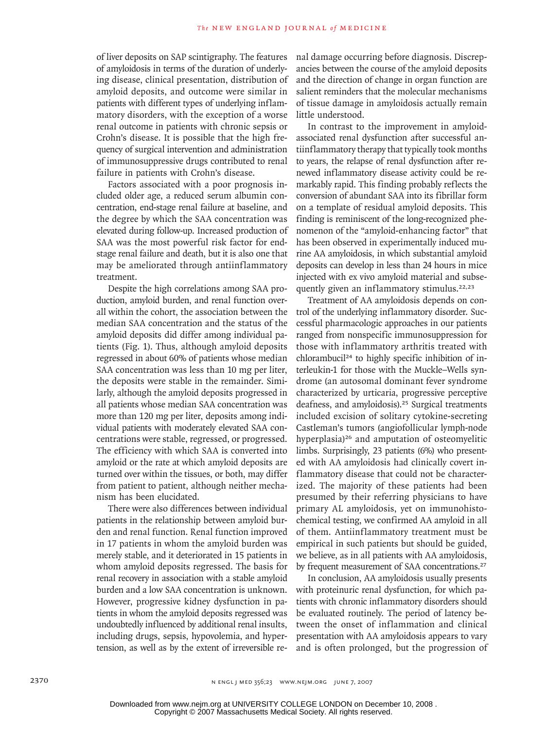of liver deposits on SAP scintigraphy. The features of amyloidosis in terms of the duration of underlying disease, clinical presentation, distribution of amyloid deposits, and outcome were similar in patients with different types of underlying inflammatory disorders, with the exception of a worse renal outcome in patients with chronic sepsis or Crohn's disease. It is possible that the high frequency of surgical intervention and administration of immunosuppressive drugs contributed to renal failure in patients with Crohn's disease.

Factors associated with a poor prognosis included older age, a reduced serum albumin concentration, end-stage renal failure at baseline, and the degree by which the SAA concentration was elevated during follow-up. Increased production of SAA was the most powerful risk factor for end-stage renal failure and death, but it is also one that may be ameliorated through antiinflammatory treatment.

Despite the high correlations among SAA production, amyloid burden, and renal function overall within the cohort, the association between the median SAA concentration and the status of the amyloid deposits did differ among individual patients (Fig. 1). Thus, although amyloid deposits regressed in about 60% of patients whose median SAA concentration was less than 10 mg per liter, the deposits were stable in the remainder. Similarly, although the amyloid deposits progressed in all patients whose median SAA concentration was more than 120 mg per liter, deposits among individual patients with moderately elevated SAA concentrations were stable, regressed, or progressed. The efficiency with which SAA is converted into amyloid or the rate at which amyloid deposits are turned over within the tissues, or both, may differ from patient to patient, although neither mechanism has been elucidated.

There were also differences between individual patients in the relationship between amyloid burden and renal function. Renal function improved in 17 patients in whom the amyloid burden was merely stable, and it deteriorated in 15 patients in whom amyloid deposits regressed. The basis for renal recovery in association with a stable amyloid burden and a low SAA concentration is unknown. However, progressive kidney dysfunction in patients in whom the amyloid deposits regressed was undoubtedly influenced by additional renal insults, including drugs, sepsis, hypovolemia, and hypertension, as well as by the extent of irreversible renal damage occurring before diagnosis. Discrepancies between the course of the amyloid deposits and the direction of change in organ function are salient reminders that the molecular mechanisms of tissue damage in amyloidosis actually remain little understood.

In contrast to the improvement in amyloid-associated renal dysfunction after successful antiinflammatory therapy that typically took months to years, the relapse of renal dysfunction after renewed inflammatory disease activity could be remarkably rapid. This finding probably reflects the conversion of abundant SAA into its fibrillar form on a template of residual amyloid deposits. This finding is reminiscent of the long-recognized phenomenon of the "amyloid-enhancing factor" that has been observed in experimentally induced murine AA amyloidosis, in which substantial amyloid deposits can develop in less than 24 hours in mice injected with ex vivo amyloid material and subsequently given an inflammatory stimulus.[22,23]

Treatment of AA amyloidosis depends on control of the underlying inflammatory disorder. Successful pharmacologic approaches in our patients ranged from nonspecific immunosuppression for those with inflammatory arthritis treated with chlorambucil[24] to highly specific inhibition of interleukin-1 for those with the Muckle–Wells syndrome (an autosomal dominant fever syndrome characterized by urticaria, progressive perceptive deafness, and amyloidosis).[25] Surgical treatments included excision of solitary cytokine-secreting Castleman's tumors (angiofollicular lymph-node hyperplasia)[26] and amputation of osteomyelitic limbs. Surprisingly, 23 patients (6%) who presented with AA amyloidosis had clinically covert inflammatory disease that could not be characterized. The majority of these patients had been presumed by their referring physicians to have primary AL amyloidosis, yet on immunohistochemical testing, we confirmed AA amyloid in all of them. Antiinflammatory treatment must be empirical in such patients but should be guided, we believe, as in all patients with AA amyloidosis, by frequent measurement of SAA concentrations.[27]

In conclusion, AA amyloidosis usually presents with proteinuric renal dysfunction, for which patients with chronic inflammatory disorders should be evaluated routinely. The period of latency between the onset of inflammation and clinical presentation with AA amyloidosis appears to vary and is often prolonged, but the progression of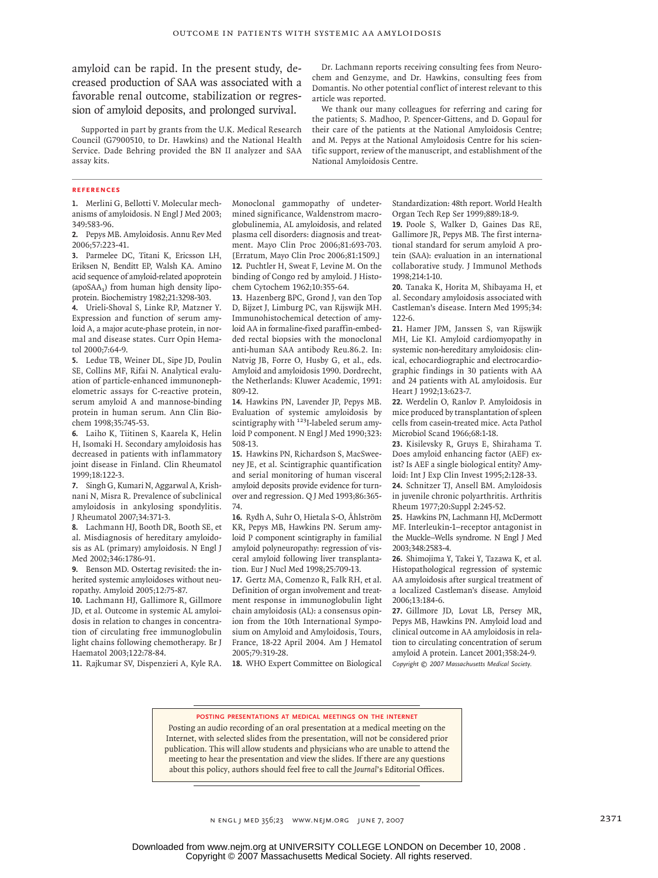amyloid can be rapid. In the present study, decreased production of SAA was associated with a favorable renal outcome, stabilization or regression of amyloid deposits, and prolonged survival.

Supported in part by grants from the U.K. Medical Research Council (G7900510, to Dr. Hawkins) and the National Health Service. Dade Behring provided the BN II analyzer and SAA assay kits.

Dr. Lachmann reports receiving consulting fees from Neurochem and Genzyme, and Dr. Hawkins, consulting fees from Domantis. No other potential conflict of interest relevant to this article was reported.

We thank our many colleagues for referring and caring for the patients; S. Madhoo, P. Spencer-Gittens, and D. Gopaul for their care of the patients at the National Amyloidosis Centre; and M. Pepys at the National Amyloidosis Centre for his scientific support, review of the manuscript, and establishment of the National Amyloidosis Centre.

## References

1. Merlini G, Bellotti V. Molecular mechanisms of amyloidosis. N Engl J Med 2003; 349:583-96.
2. Pepys MB. Amyloidosis. Annu Rev Med 2006;57:223-41.
3. Parmelee DC, Titani K, Ericsson LH, Eriksen N, Benditt EP, Walsh KA. Amino acid sequence of amyloid-related apoprotein ($apoSAA_1$) from human high density lipoprotein. Biochemistry 1982;21:3298-303.
4. Urieli-Shoval S, Linke RP, Matzner Y. Expression and function of serum amyloid A, a major acute-phase protein, in normal and disease states. Curr Opin Hematol 2000;7:64-9.
5. Ledue TB, Weiner DL, Sipe JD, Poulin SE, Collins MF, Rifai N. Analytical evaluation of particle-enhanced immunonephelometric assays for C-reactive protein, serum amyloid A and mannose-binding protein in human serum. Ann Clin Biochem 1998;35:745-53.
6. Laiho K, Tiitinen S, Kaarela K, Helin H, Isomaki H. Secondary amyloidosis has decreased in patients with inflammatory joint disease in Finland. Clin Rheumatol 1999;18:122-3.
7. Singh G, Kumari N, Aggarwal A, Krishnani N, Misra R. Prevalence of subclinical amyloidosis in ankylosing spondylitis. J Rheumatol 2007;34:371-3.
8. Lachmann HJ, Booth DR, Booth SE, et al. Misdiagnosis of hereditary amyloidosis as AL (primary) amyloidosis. N Engl J Med 2002;346:1786-91.
9. Benson MD. Ostertag revisited: the inherited systemic amyloidoses without neuropathy. Amyloid 2005;12:75-87.
10. Lachmann HJ, Gallimore R, Gillmore JD, et al. Outcome in systemic AL amyloidosis in relation to changes in concentration of circulating free immunoglobulin light chains following chemotherapy. Br J Haematol 2003;122:78-84.
11. Rajkumar SV, Dispenzieri A, Kyle RA. Monoclonal gammopathy of undetermined significance, Waldenstrom macroglobulinemia, AL amyloidosis, and related plasma cell disorders: diagnosis and treatment. Mayo Clin Proc 2006;81:693-703. [Erratum, Mayo Clin Proc 2006;81:1509.]
12. Puchtler H, Sweat F, Levine M. On the binding of Congo red by amyloid. J Histochem Cytochem 1962;10:355-64.
13. Hazenberg BPC, Grond J, van den Top D, Bijzet J, Limburg PC, van Rijswijk MH. Immunohistochemical detection of amyloid AA in formaline-fixed paraffin-embedded rectal biopsies with the monoclonal anti-human SAA antibody Reu.86.2. In: Natvig JB, Forre O, Husby G, et al., eds. Amyloid and amyloidosis 1990. Dordrecht, the Netherlands: Kluwer Academic, 1991: 809-12.
14. Hawkins PN, Lavender JP, Pepys MB. Evaluation of systemic amyloidosis by scintigraphy with $^{123}$I-labeled serum amyloid P component. N Engl J Med 1990;323: 508-13.
15. Hawkins PN, Richardson S, MacSweeney JE, et al. Scintigraphic quantification and serial monitoring of human visceral amyloid deposits provide evidence for turnover and regression. Q J Med 1993;86:365-74.
16. Rydh A, Suhr O, Hietala S-O, Åhlström KR, Pepys MB, Hawkins PN. Serum amyloid P component scintigraphy in familial amyloid polyneuropathy: regression of visceral amyloid following liver transplantation. Eur J Nucl Med 1998;25:709-13.
17. Gertz MA, Comenzo R, Falk RH, et al. Definition of organ involvement and treatment response in immunoglobulin light chain amyloidosis (AL): a consensus opinion from the 10th International Symposium on Amyloid and Amyloidosis, Tours, France, 18-22 April 2004. Am J Hematol 2005;79:319-28.
18. WHO Expert Committee on Biological Standardization: 48th report. World Health Organ Tech Rep Ser 1999;889:18-9.
19. Poole S, Walker D, Gaines Das RE, Gallimore JR, Pepys MB. The first international standard for serum amyloid A protein (SAA): evaluation in an international collaborative study. J Immunol Methods 1998;214:1-10.
20. Tanaka K, Horita M, Shibayama H, et al. Secondary amyloidosis associated with Castleman's disease. Intern Med 1995;34: 122-6.
21. Hamer JPM, Janssen S, van Rijswijk MH, Lie KI. Amyloid cardiomyopathy in systemic non-hereditary amyloidosis: clinical, echocardiographic and electrocardiographic findings in 30 patients with AA and 24 patients with AL amyloidosis. Eur Heart J 1992;13:623-7.
22. Werdelin O, Ranlov P. Amyloidosis in mice produced by transplantation of spleen cells from casein-treated mice. Acta Pathol Microbiol Scand 1966;68:1-18.
23. Kisilevsky R, Gruys E, Shirahama T. Does amyloid enhancing factor (AEF) exist? Is AEF a single biological entity? Amyloid: Int J Exp Clin Invest 1995;2:128-33.
24. Schnitzer TJ, Ansell BM. Amyloidosis in juvenile chronic polyarthritis. Arthritis Rheum 1977;20:Suppl 2:245-52.
25. Hawkins PN, Lachmann HJ, McDermott MF. Interleukin-1–receptor antagonist in the Muckle–Wells syndrome. N Engl J Med 2003;348:2583-4.
26. Shimojima Y, Takei Y, Tazawa K, et al. Histopathological regression of systemic AA amyloidosis after surgical treatment of a localized Castleman's disease. Amyloid 2006;13:184-6.
27. Gillmore JD, Lovat LB, Persey MR, Pepys MB, Hawkins PN. Amyloid load and clinical outcome in AA amyloidosis in relation to circulating concentration of serum amyloid A protein. Lancet 2001;358:24-9.

*Copyright © 2007 Massachusetts Medical Society.*

**POSTING PRESENTATIONS AT MEDICAL MEETINGS ON THE INTERNET**

Posting an audio recording of an oral presentation at a medical meeting on the Internet, with selected slides from the presentation, will not be considered prior publication. This will allow students and physicians who are unable to attend the meeting to hear the presentation and view the slides. If there are any questions about this policy, authors should feel free to call the *Journal*'s Editorial Offices.